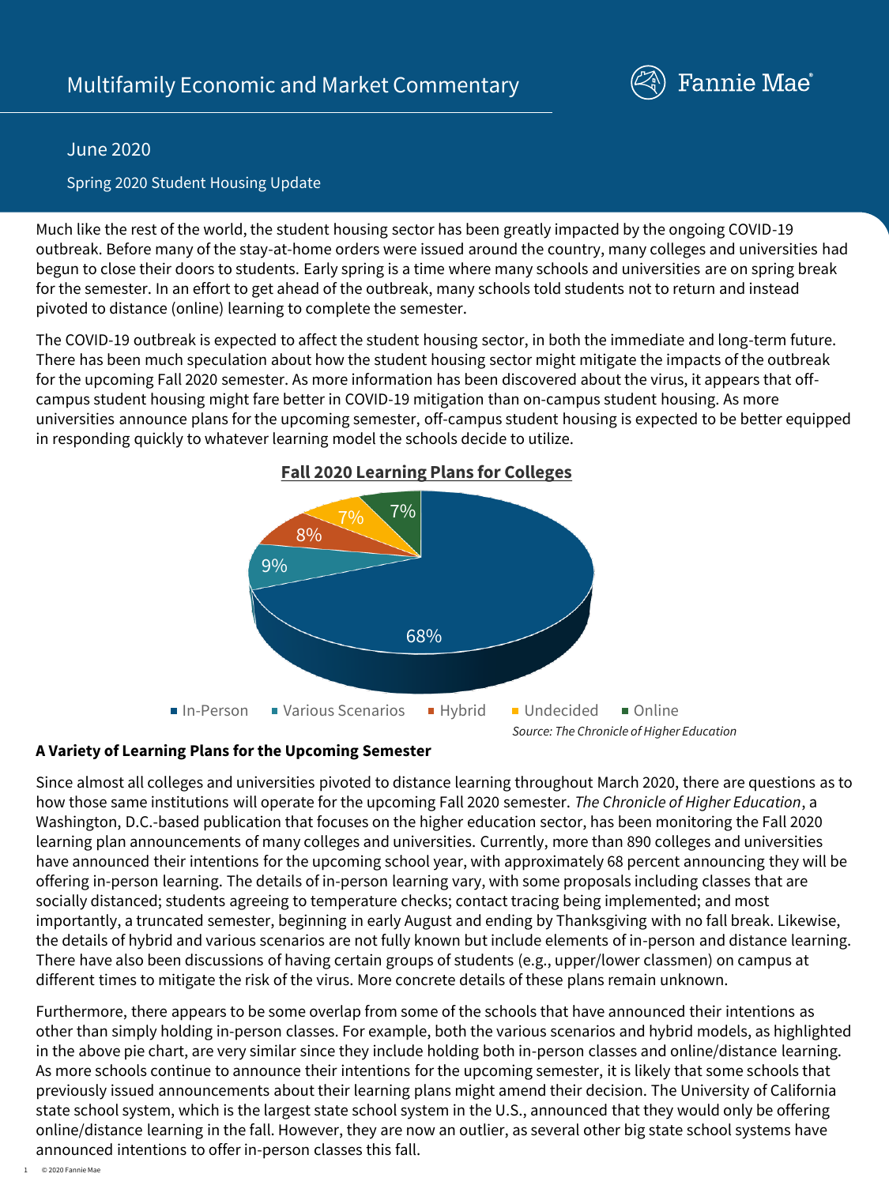# Multifamily Economic and Market Commentary

June 2020

Spring 2020 Student Housing Update

Much like the rest of the world, the student housing sector has been greatly impacted by the ongoing COVID-19 outbreak. Before many of the stay-at-home orders were issued around the country, many colleges and universities had begun to close their doors to students. Early spring is a time where many schools and universities are on spring break for the semester. In an effort to get ahead of the outbreak, many schools told students not to return and instead pivoted to distance (online) learning to complete the semester.

The COVID-19 outbreak is expected to affect the student housing sector, in both the immediate and long-term future. There has been much speculation about how the student housing sector might mitigate the impacts of the outbreak for the upcoming Fall 2020 semester. As more information has been discovered about the virus, it appears that off-campus student housing might fare better in COVID-19 mitigation than on-campus student housing. As more universities announce plans for the upcoming semester, off-campus student housing is expected to be better equipped in responding quickly to whatever learning model the schools decide to utilize.

**Fall 2020 Learning Plans for Colleges**

| Plan | Share |
| --- | --- |
| In-Person | 68% |
| Various Scenarios | 9% |
| Hybrid | 8% |
| Undecided | 7% |
| Online | 7% |

*Source: The Chronicle of Higher Education*

**A Variety of Learning Plans for the Upcoming Semester**

Since almost all colleges and universities pivoted to distance learning throughout March 2020, there are questions as to how those same institutions will operate for the upcoming Fall 2020 semester. *The Chronicle of Higher Education*, a Washington, D.C.-based publication that focuses on the higher education sector, has been monitoring the Fall 2020 learning plan announcements of many colleges and universities. Currently, more than 890 colleges and universities have announced their intentions for the upcoming school year, with approximately 68 percent announcing they will be offering in-person learning. The details of in-person learning vary, with some proposals including classes that are socially distanced; students agreeing to temperature checks; contact tracing being implemented; and most importantly, a truncated semester, beginning in early August and ending by Thanksgiving with no fall break. Likewise, the details of hybrid and various scenarios are not fully known but include elements of in-person and distance learning. There have also been discussions of having certain groups of students (e.g., upper/lower classmen) on campus at different times to mitigate the risk of the virus. More concrete details of these plans remain unknown.

Furthermore, there appears to be some overlap from some of the schools that have announced their intentions as other than simply holding in-person classes. For example, both the various scenarios and hybrid models, as highlighted in the above pie chart, are very similar since they include holding both in-person classes and online/distance learning. As more schools continue to announce their intentions for the upcoming semester, it is likely that some schools that previously issued announcements about their learning plans might amend their decision. The University of California state school system, which is the largest state school system in the U.S., announced that they would only be offering online/distance learning in the fall. However, they are now an outlier, as several other big state school systems have announced intentions to offer in-person classes this fall.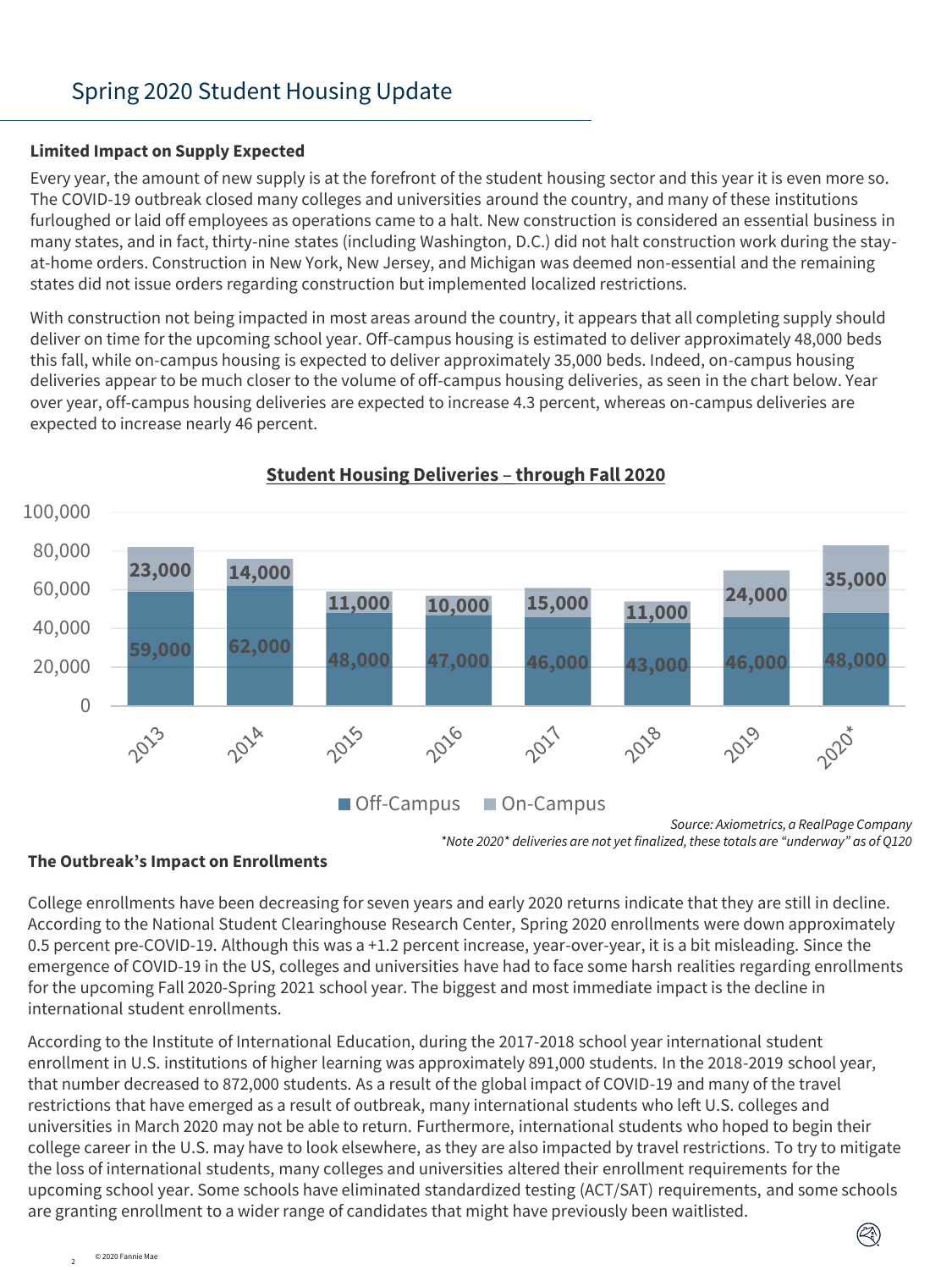## Spring 2020 Student Housing Update

**Limited Impact on Supply Expected**

Every year, the amount of new supply is at the forefront of the student housing sector and this year it is even more so. The COVID-19 outbreak closed many colleges and universities around the country, and many of these institutions furloughed or laid off employees as operations came to a halt. New construction is considered an essential business in many states, and in fact, thirty-nine states (including Washington, D.C.) did not halt construction work during the stay-at-home orders. Construction in New York, New Jersey, and Michigan was deemed non-essential and the remaining states did not issue orders regarding construction but implemented localized restrictions.

With construction not being impacted in most areas around the country, it appears that all completing supply should deliver on time for the upcoming school year. Off-campus housing is estimated to deliver approximately 48,000 beds this fall, while on-campus housing is expected to deliver approximately 35,000 beds. Indeed, on-campus housing deliveries appear to be much closer to the volume of off-campus housing deliveries, as seen in the chart below. Year over year, off-campus housing deliveries are expected to increase 4.3 percent, whereas on-campus deliveries are expected to increase nearly 46 percent.

**Student Housing Deliveries – through Fall 2020**

| Year | Off-Campus | On-Campus |
| --- | --- | --- |
| 2013 | 59,000 | 23,000 |
| 2014 | 62,000 | 14,000 |
| 2015 | 48,000 | 11,000 |
| 2016 | 47,000 | 10,000 |
| 2017 | 46,000 | 15,000 |
| 2018 | 43,000 | 11,000 |
| 2019 | 46,000 | 24,000 |
| 2020* | 48,000 | 35,000 |

*Source: Axiometrics, a RealPage Company*

*\*Note 2020\* deliveries are not yet finalized, these totals are "underway" as of Q120*

**The Outbreak's Impact on Enrollments**

College enrollments have been decreasing for seven years and early 2020 returns indicate that they are still in decline. According to the National Student Clearinghouse Research Center, Spring 2020 enrollments were down approximately 0.5 percent pre-COVID-19. Although this was a +1.2 percent increase, year-over-year, it is a bit misleading. Since the emergence of COVID-19 in the US, colleges and universities have had to face some harsh realities regarding enrollments for the upcoming Fall 2020-Spring 2021 school year. The biggest and most immediate impact is the decline in international student enrollments.

According to the Institute of International Education, during the 2017-2018 school year international student enrollment in U.S. institutions of higher learning was approximately 891,000 students. In the 2018-2019 school year, that number decreased to 872,000 students. As a result of the global impact of COVID-19 and many of the travel restrictions that have emerged as a result of outbreak, many international students who left U.S. colleges and universities in March 2020 may not be able to return. Furthermore, international students who hoped to begin their college career in the U.S. may have to look elsewhere, as they are also impacted by travel restrictions. To try to mitigate the loss of international students, many colleges and universities altered their enrollment requirements for the upcoming school year. Some schools have eliminated standardized testing (ACT/SAT) requirements, and some schools are granting enrollment to a wider range of candidates that might have previously been waitlisted.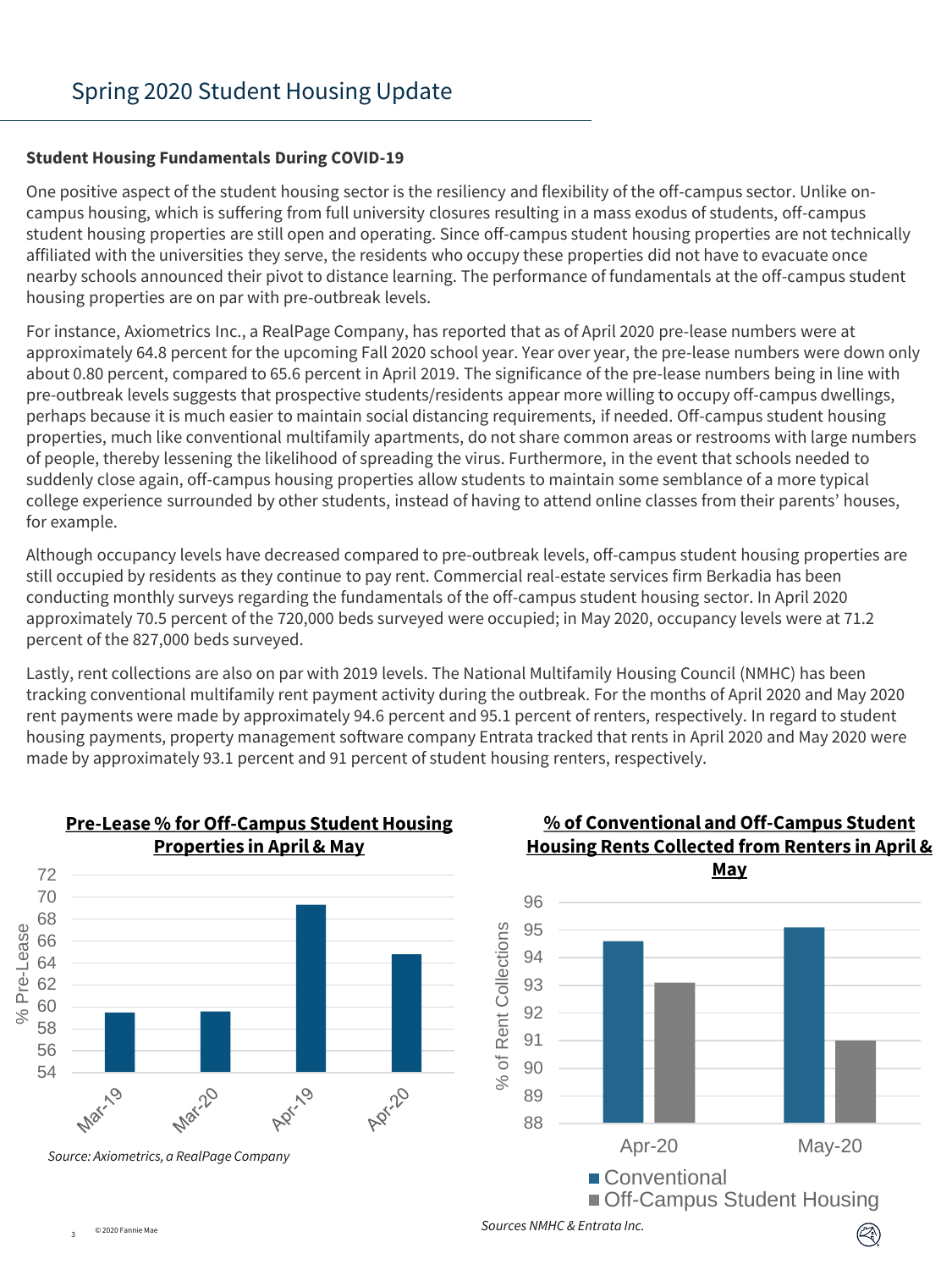# Spring 2020 Student Housing Update

**Student Housing Fundamentals During COVID-19**

One positive aspect of the student housing sector is the resiliency and flexibility of the off-campus sector. Unlike on-campus housing, which is suffering from full university closures resulting in a mass exodus of students, off-campus student housing properties are still open and operating. Since off-campus student housing properties are not technically affiliated with the universities they serve, the residents who occupy these properties did not have to evacuate once nearby schools announced their pivot to distance learning. The performance of fundamentals at the off-campus student housing properties are on par with pre-outbreak levels.

For instance, Axiometrics Inc., a RealPage Company, has reported that as of April 2020 pre-lease numbers were at approximately 64.8 percent for the upcoming Fall 2020 school year. Year over year, the pre-lease numbers were down only about 0.80 percent, compared to 65.6 percent in April 2019. The significance of the pre-lease numbers being in line with pre-outbreak levels suggests that prospective students/residents appear more willing to occupy off-campus dwellings, perhaps because it is much easier to maintain social distancing requirements, if needed. Off-campus student housing properties, much like conventional multifamily apartments, do not share common areas or restrooms with large numbers of people, thereby lessening the likelihood of spreading the virus. Furthermore, in the event that schools needed to suddenly close again, off-campus housing properties allow students to maintain some semblance of a more typical college experience surrounded by other students, instead of having to attend online classes from their parents' houses, for example.

Although occupancy levels have decreased compared to pre-outbreak levels, off-campus student housing properties are still occupied by residents as they continue to pay rent. Commercial real-estate services firm Berkadia has been conducting monthly surveys regarding the fundamentals of the off-campus student housing sector. In April 2020 approximately 70.5 percent of the 720,000 beds surveyed were occupied; in May 2020, occupancy levels were at 71.2 percent of the 827,000 beds surveyed.

Lastly, rent collections are also on par with 2019 levels. The National Multifamily Housing Council (NMHC) has been tracking conventional multifamily rent payment activity during the outbreak. For the months of April 2020 and May 2020 rent payments were made by approximately 94.6 percent and 95.1 percent of renters, respectively. In regard to student housing payments, property management software company Entrata tracked that rents in April 2020 and May 2020 were made by approximately 93.1 percent and 91 percent of student housing renters, respectively.

**Pre-Lease % for Off-Campus Student Housing Properties in April & May**

| | % Pre-Lease |
|---|---|
| Mar-19 | 59.5 |
| Mar-20 | 59.6 |
| Apr-19 | 69.3 |
| Apr-20 | 64.8 |

*Source: Axiometrics, a RealPage Company*

**% of Conventional and Off-Campus Student Housing Rents Collected from Renters in April & May**

| | Conventional | Off-Campus Student Housing |
|---|---|---|
| Apr-20 | 94.6 | 93.1 |
| May-20 | 95.1 | 91 |

*Sources NMHC & Entrata Inc.*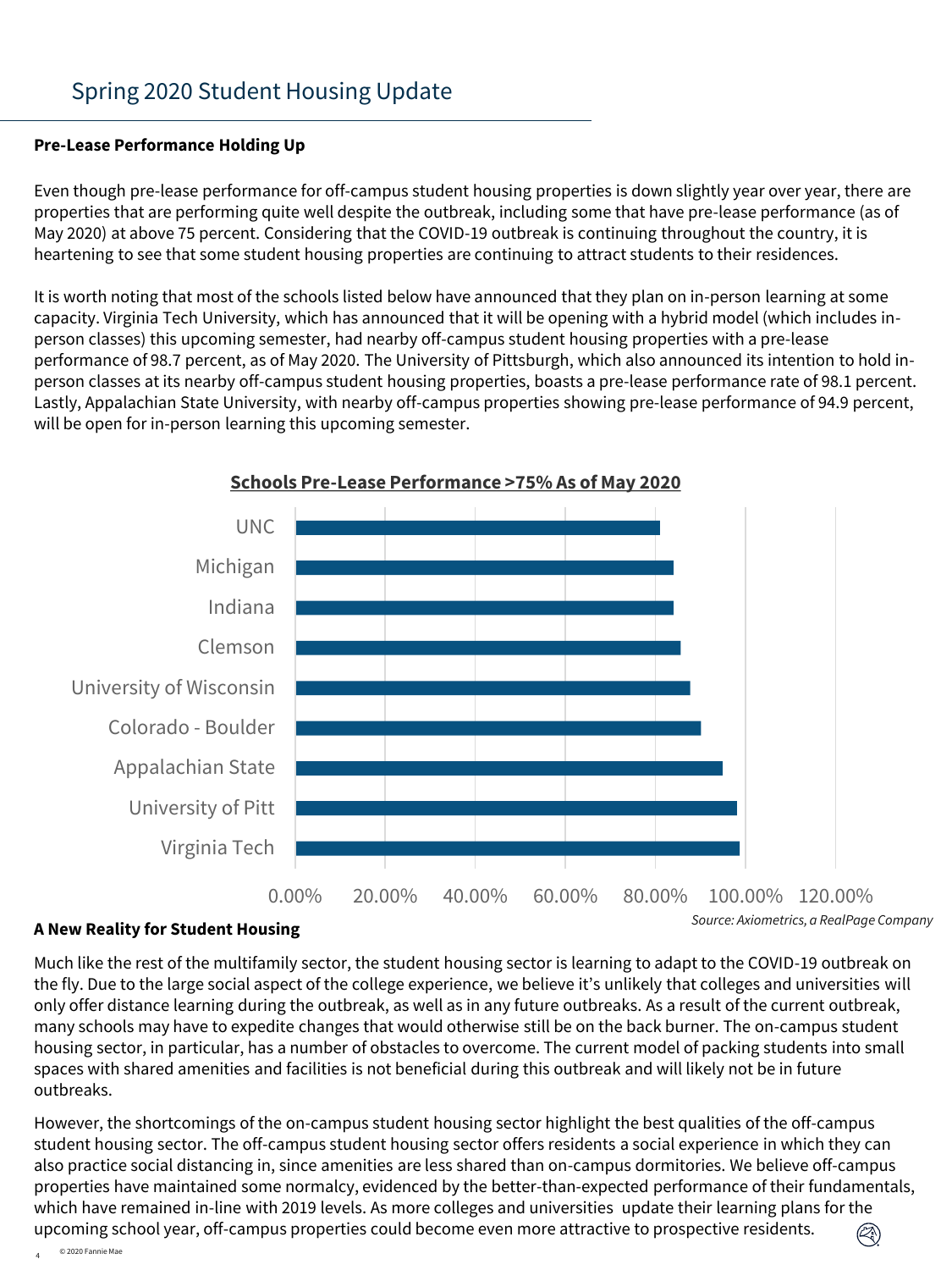# Spring 2020 Student Housing Update

**Pre-Lease Performance Holding Up**

Even though pre-lease performance for off-campus student housing properties is down slightly year over year, there are properties that are performing quite well despite the outbreak, including some that have pre-lease performance (as of May 2020) at above 75 percent. Considering that the COVID-19 outbreak is continuing throughout the country, it is heartening to see that some student housing properties are continuing to attract students to their residences.

It is worth noting that most of the schools listed below have announced that they plan on in-person learning at some capacity. Virginia Tech University, which has announced that it will be opening with a hybrid model (which includes in-person classes) this upcoming semester, had nearby off-campus student housing properties with a pre-lease performance of 98.7 percent, as of May 2020. The University of Pittsburgh, which also announced its intention to hold in-person classes at its nearby off-campus student housing properties, boasts a pre-lease performance rate of 98.1 percent. Lastly, Appalachian State University, with nearby off-campus properties showing pre-lease performance of 94.9 percent, will be open for in-person learning this upcoming semester.

**Schools Pre-Lease Performance >75% As of May 2020**

UNC, Michigan, Indiana, Clemson, University of Wisconsin, Colorado - Boulder, Appalachian State, University of Pitt, Virginia Tech

0.00% 20.00% 40.00% 60.00% 80.00% 100.00% 120.00%

*Source: Axiometrics, a RealPage Company*

**A New Reality for Student Housing**

Much like the rest of the multifamily sector, the student housing sector is learning to adapt to the COVID-19 outbreak on the fly. Due to the large social aspect of the college experience, we believe it's unlikely that colleges and universities will only offer distance learning during the outbreak, as well as in any future outbreaks. As a result of the current outbreak, many schools may have to expedite changes that would otherwise still be on the back burner. The on-campus student housing sector, in particular, has a number of obstacles to overcome. The current model of packing students into small spaces with shared amenities and facilities is not beneficial during this outbreak and will likely not be in future outbreaks.

However, the shortcomings of the on-campus student housing sector highlight the best qualities of the off-campus student housing sector. The off-campus student housing sector offers residents a social experience in which they can also practice social distancing in, since amenities are less shared than on-campus dormitories. We believe off-campus properties have maintained some normalcy, evidenced by the better-than-expected performance of their fundamentals, which have remained in-line with 2019 levels. As more colleges and universities update their learning plans for the upcoming school year, off-campus properties could become even more attractive to prospective residents.

© 2020 Fannie Mae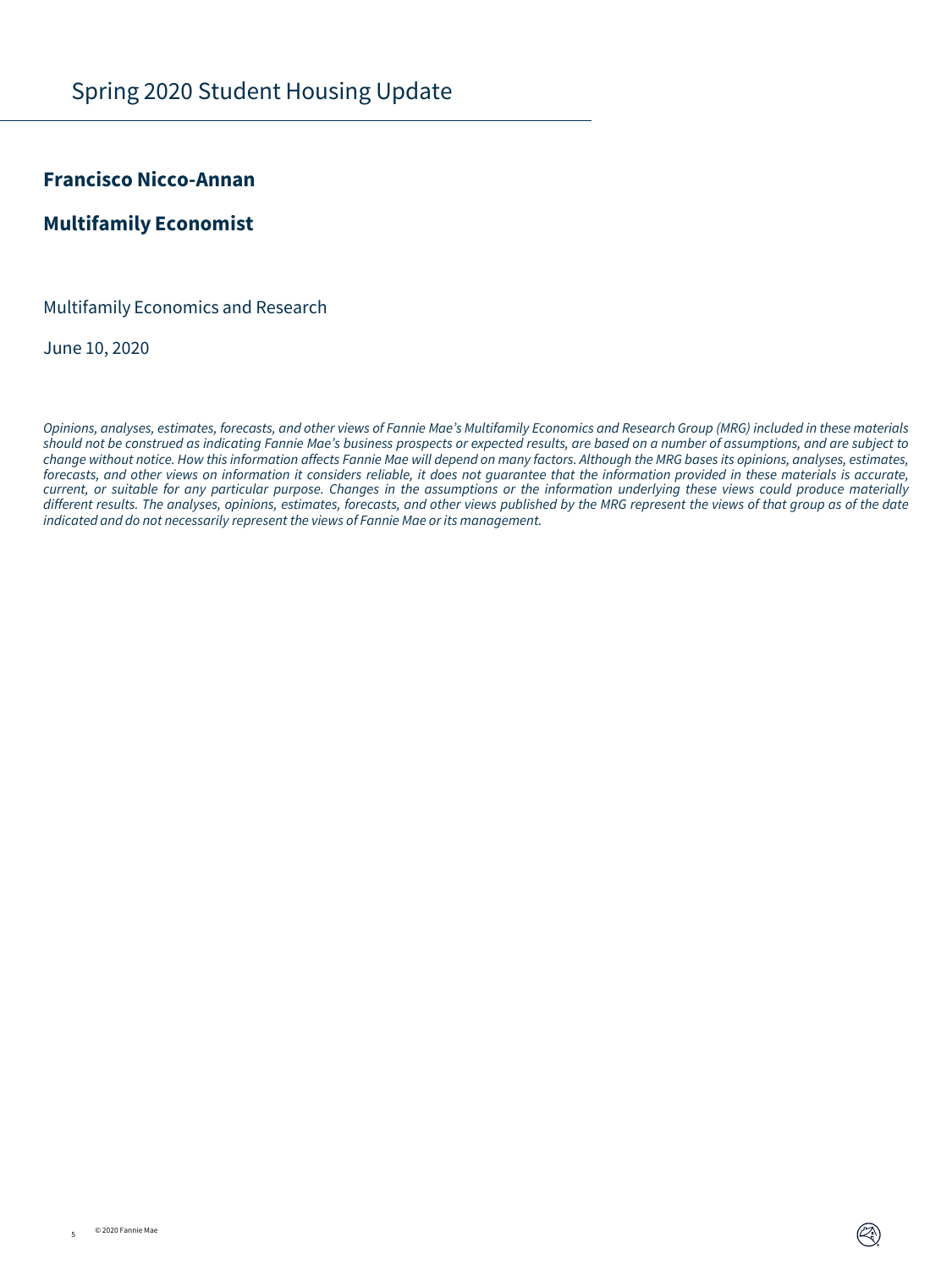# Spring 2020 Student Housing Update

**Francisco Nicco-Annan**

**Multifamily Economist**

Multifamily Economics and Research

June 10, 2020

*Opinions, analyses, estimates, forecasts, and other views of Fannie Mae's Multifamily Economics and Research Group (MRG) included in these materials should not be construed as indicating Fannie Mae's business prospects or expected results, are based on a number of assumptions, and are subject to change without notice. How this information affects Fannie Mae will depend on many factors. Although the MRG bases its opinions, analyses, estimates, forecasts, and other views on information it considers reliable, it does not guarantee that the information provided in these materials is accurate, current, or suitable for any particular purpose. Changes in the assumptions or the information underlying these views could produce materially different results. The analyses, opinions, estimates, forecasts, and other views published by the MRG represent the views of that group as of the date indicated and do not necessarily represent the views of Fannie Mae or its management.*

© 2020 Fannie Mae